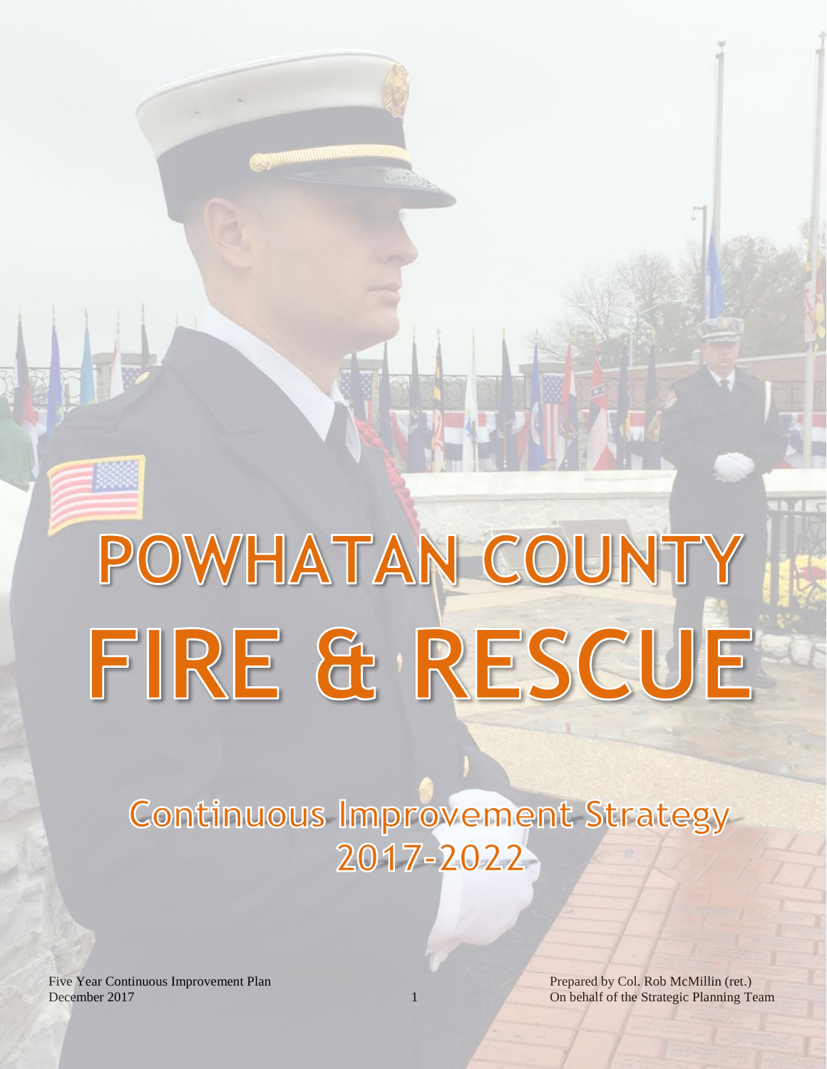# POWHATAN COUNTY FIRE & RESCUE

## Continuous Improvement Strategy 2017-2022

Five Year Continuous Improvement Plan
December 2017

Prepared by Col. Rob McMillin (ret.)
On behalf of the Strategic Planning Team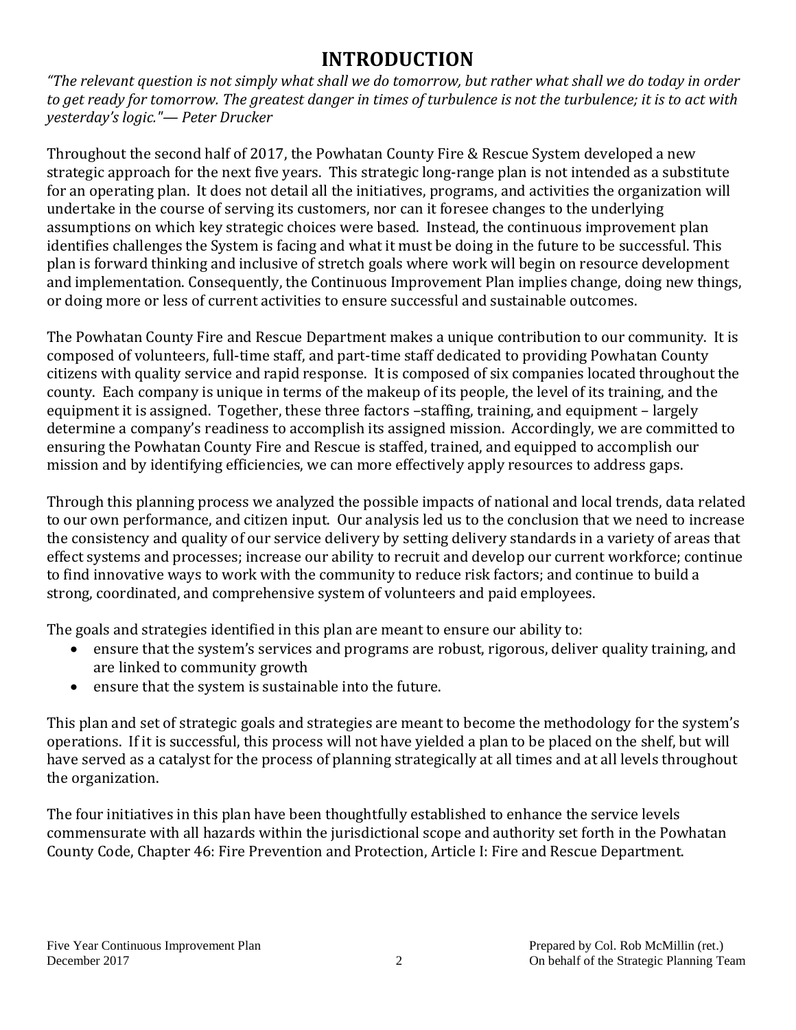# INTRODUCTION

*"The relevant question is not simply what shall we do tomorrow, but rather what shall we do today in order to get ready for tomorrow. The greatest danger in times of turbulence is not the turbulence; it is to act with yesterday's logic."— Peter Drucker*

Throughout the second half of 2017, the Powhatan County Fire & Rescue System developed a new strategic approach for the next five years. This strategic long-range plan is not intended as a substitute for an operating plan. It does not detail all the initiatives, programs, and activities the organization will undertake in the course of serving its customers, nor can it foresee changes to the underlying assumptions on which key strategic choices were based. Instead, the continuous improvement plan identifies challenges the System is facing and what it must be doing in the future to be successful. This plan is forward thinking and inclusive of stretch goals where work will begin on resource development and implementation. Consequently, the Continuous Improvement Plan implies change, doing new things, or doing more or less of current activities to ensure successful and sustainable outcomes.

The Powhatan County Fire and Rescue Department makes a unique contribution to our community. It is composed of volunteers, full-time staff, and part-time staff dedicated to providing Powhatan County citizens with quality service and rapid response. It is composed of six companies located throughout the county. Each company is unique in terms of the makeup of its people, the level of its training, and the equipment it is assigned. Together, these three factors –staffing, training, and equipment – largely determine a company's readiness to accomplish its assigned mission. Accordingly, we are committed to ensuring the Powhatan County Fire and Rescue is staffed, trained, and equipped to accomplish our mission and by identifying efficiencies, we can more effectively apply resources to address gaps.

Through this planning process we analyzed the possible impacts of national and local trends, data related to our own performance, and citizen input. Our analysis led us to the conclusion that we need to increase the consistency and quality of our service delivery by setting delivery standards in a variety of areas that effect systems and processes; increase our ability to recruit and develop our current workforce; continue to find innovative ways to work with the community to reduce risk factors; and continue to build a strong, coordinated, and comprehensive system of volunteers and paid employees.

The goals and strategies identified in this plan are meant to ensure our ability to:

- ensure that the system's services and programs are robust, rigorous, deliver quality training, and are linked to community growth
- ensure that the system is sustainable into the future.

This plan and set of strategic goals and strategies are meant to become the methodology for the system's operations. If it is successful, this process will not have yielded a plan to be placed on the shelf, but will have served as a catalyst for the process of planning strategically at all times and at all levels throughout the organization.

The four initiatives in this plan have been thoughtfully established to enhance the service levels commensurate with all hazards within the jurisdictional scope and authority set forth in the Powhatan County Code, Chapter 46: Fire Prevention and Protection, Article I: Fire and Rescue Department.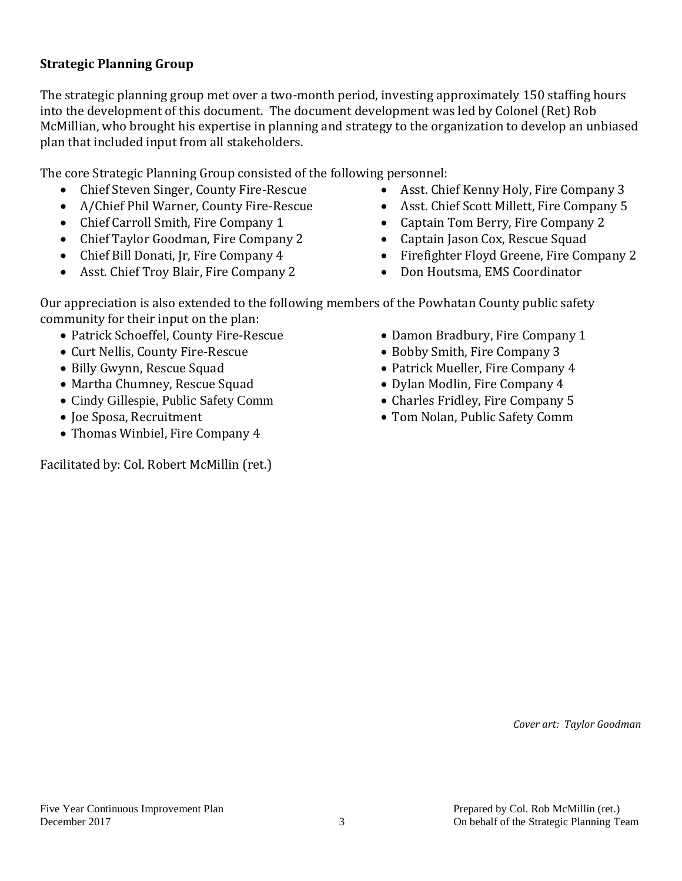### Strategic Planning Group

The strategic planning group met over a two-month period, investing approximately 150 staffing hours into the development of this document. The document development was led by Colonel (Ret) Rob McMillian, who brought his expertise in planning and strategy to the organization to develop an unbiased plan that included input from all stakeholders.

The core Strategic Planning Group consisted of the following personnel:

- Chief Steven Singer, County Fire-Rescue
- A/Chief Phil Warner, County Fire-Rescue
- Chief Carroll Smith, Fire Company 1
- Chief Taylor Goodman, Fire Company 2
- Chief Bill Donati, Jr, Fire Company 4
- Asst. Chief Troy Blair, Fire Company 2
- Asst. Chief Kenny Holy, Fire Company 3
- Asst. Chief Scott Millett, Fire Company 5
- Captain Tom Berry, Fire Company 2
- Captain Jason Cox, Rescue Squad
- Firefighter Floyd Greene, Fire Company 2
- Don Houtsma, EMS Coordinator

Our appreciation is also extended to the following members of the Powhatan County public safety community for their input on the plan:

- Patrick Schoeffel, County Fire-Rescue
- Curt Nellis, County Fire-Rescue
- Billy Gwynn, Rescue Squad
- Martha Chumney, Rescue Squad
- Cindy Gillespie, Public Safety Comm
- Joe Sposa, Recruitment
- Thomas Winbiel, Fire Company 4
- Damon Bradbury, Fire Company 1
- Bobby Smith, Fire Company 3
- Patrick Mueller, Fire Company 4
- Dylan Modlin, Fire Company 4
- Charles Fridley, Fire Company 5
- Tom Nolan, Public Safety Comm

Facilitated by: Col. Robert McMillin (ret.)

*Cover art: Taylor Goodman*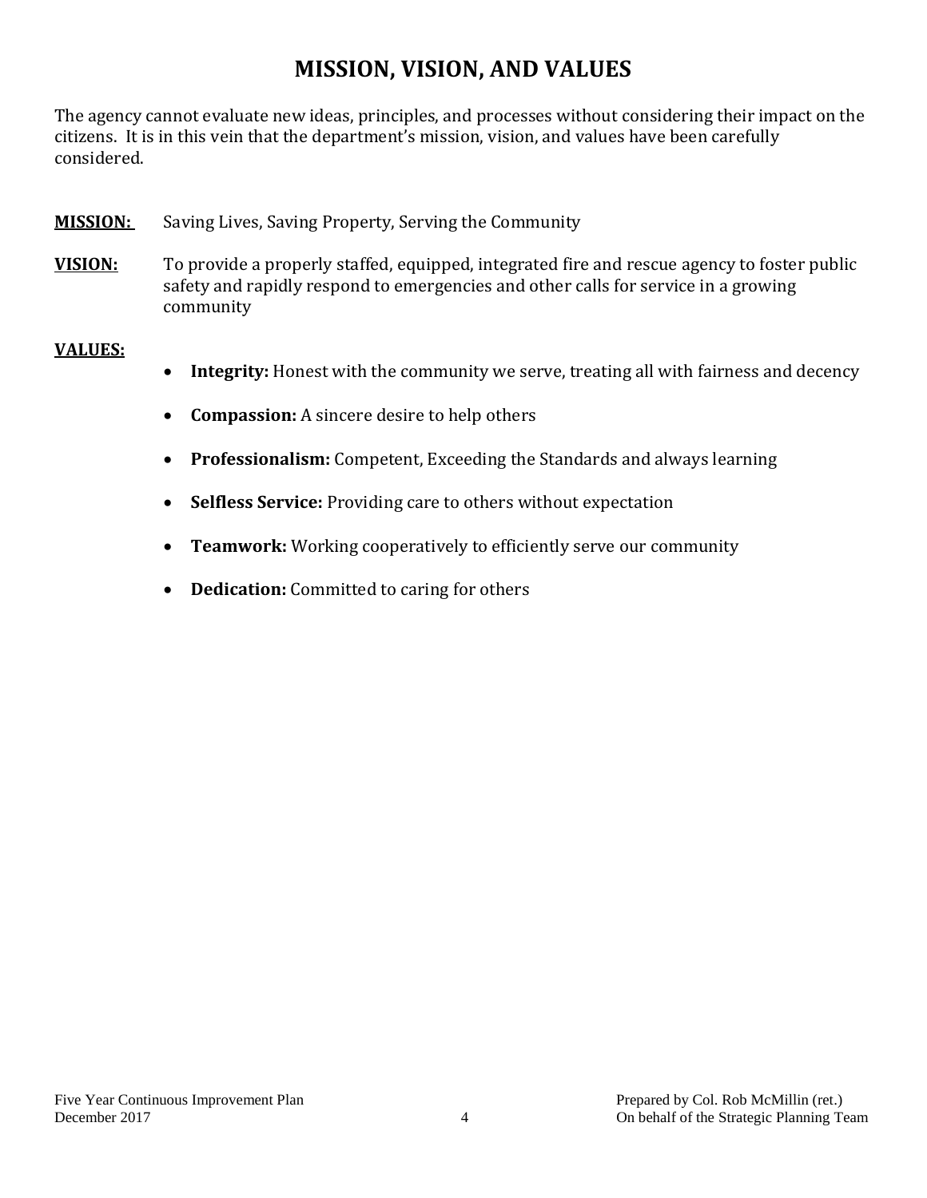# MISSION, VISION, AND VALUES

The agency cannot evaluate new ideas, principles, and processes without considering their impact on the citizens. It is in this vein that the department's mission, vision, and values have been carefully considered.

**MISSION:** Saving Lives, Saving Property, Serving the Community

**VISION:** To provide a properly staffed, equipped, integrated fire and rescue agency to foster public safety and rapidly respond to emergencies and other calls for service in a growing community

**VALUES:**

- **Integrity:** Honest with the community we serve, treating all with fairness and decency
- **Compassion:** A sincere desire to help others
- **Professionalism:** Competent, Exceeding the Standards and always learning
- **Selfless Service:** Providing care to others without expectation
- **Teamwork:** Working cooperatively to efficiently serve our community
- **Dedication:** Committed to caring for others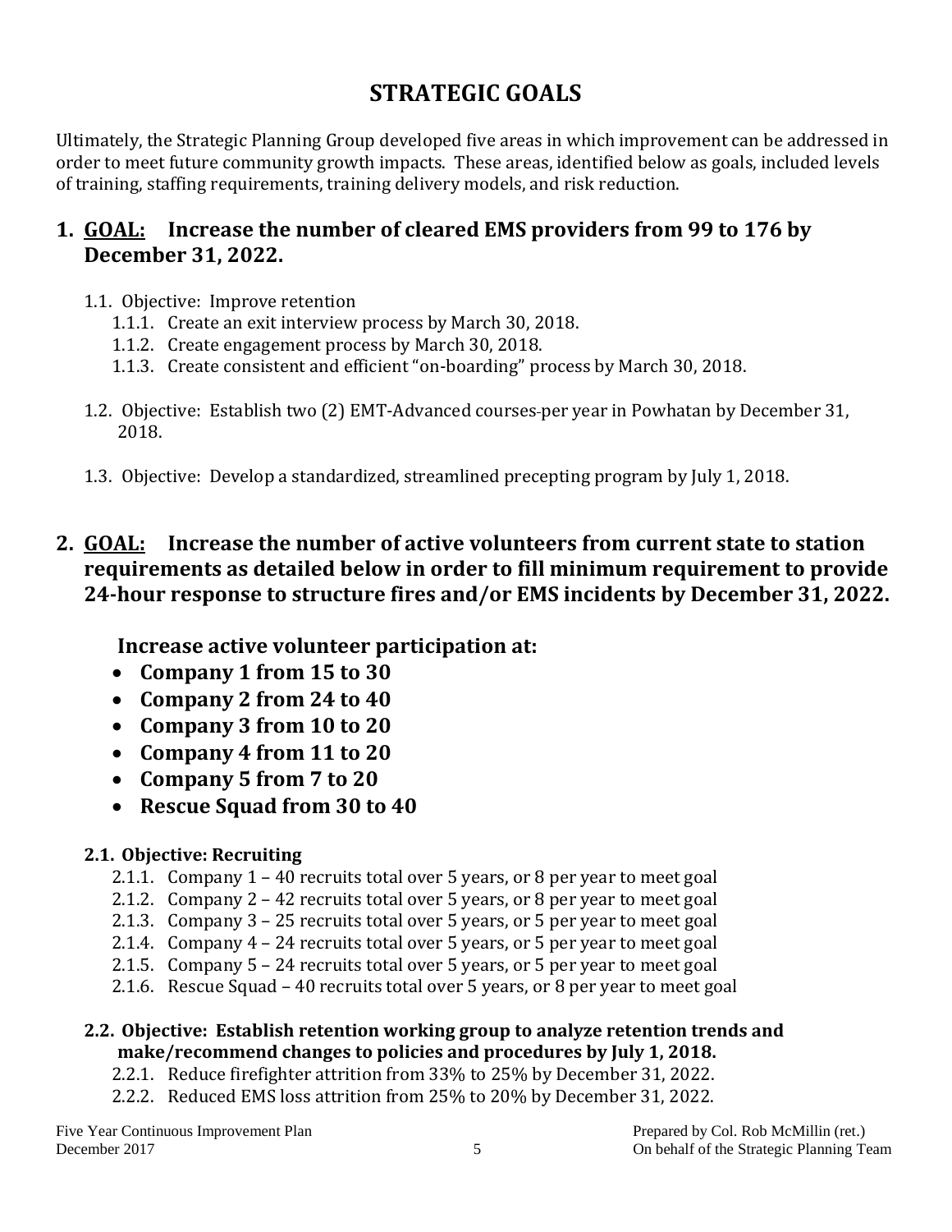# STRATEGIC GOALS

Ultimately, the Strategic Planning Group developed five areas in which improvement can be addressed in order to meet future community growth impacts. These areas, identified below as goals, included levels of training, staffing requirements, training delivery models, and risk reduction.

## 1. <u>GOAL:</u> Increase the number of cleared EMS providers from 99 to 176 by December 31, 2022.

1.1. Objective: Improve retention

- 1.1.1. Create an exit interview process by March 30, 2018.
- 1.1.2. Create engagement process by March 30, 2018.
- 1.1.3. Create consistent and efficient "on-boarding" process by March 30, 2018.

1.2. Objective: Establish two (2) EMT-Advanced courses-per year in Powhatan by December 31, 2018.

1.3. Objective: Develop a standardized, streamlined precepting program by July 1, 2018.

## 2. <u>GOAL:</u> Increase the number of active volunteers from current state to station requirements as detailed below in order to fill minimum requirement to provide 24-hour response to structure fires and/or EMS incidents by December 31, 2022.

**Increase active volunteer participation at:**

- **Company 1 from 15 to 30**
- **Company 2 from 24 to 40**
- **Company 3 from 10 to 20**
- **Company 4 from 11 to 20**
- **Company 5 from 7 to 20**
- **Rescue Squad from 30 to 40**

**2.1. Objective: Recruiting**

- 2.1.1. Company 1 – 40 recruits total over 5 years, or 8 per year to meet goal
- 2.1.2. Company 2 – 42 recruits total over 5 years, or 8 per year to meet goal
- 2.1.3. Company 3 – 25 recruits total over 5 years, or 5 per year to meet goal
- 2.1.4. Company 4 – 24 recruits total over 5 years, or 5 per year to meet goal
- 2.1.5. Company 5 – 24 recruits total over 5 years, or 5 per year to meet goal
- 2.1.6. Rescue Squad – 40 recruits total over 5 years, or 8 per year to meet goal

**2.2. Objective: Establish retention working group to analyze retention trends and make/recommend changes to policies and procedures by July 1, 2018.**

- 2.2.1. Reduce firefighter attrition from 33% to 25% by December 31, 2022.
- 2.2.2. Reduced EMS loss attrition from 25% to 20% by December 31, 2022.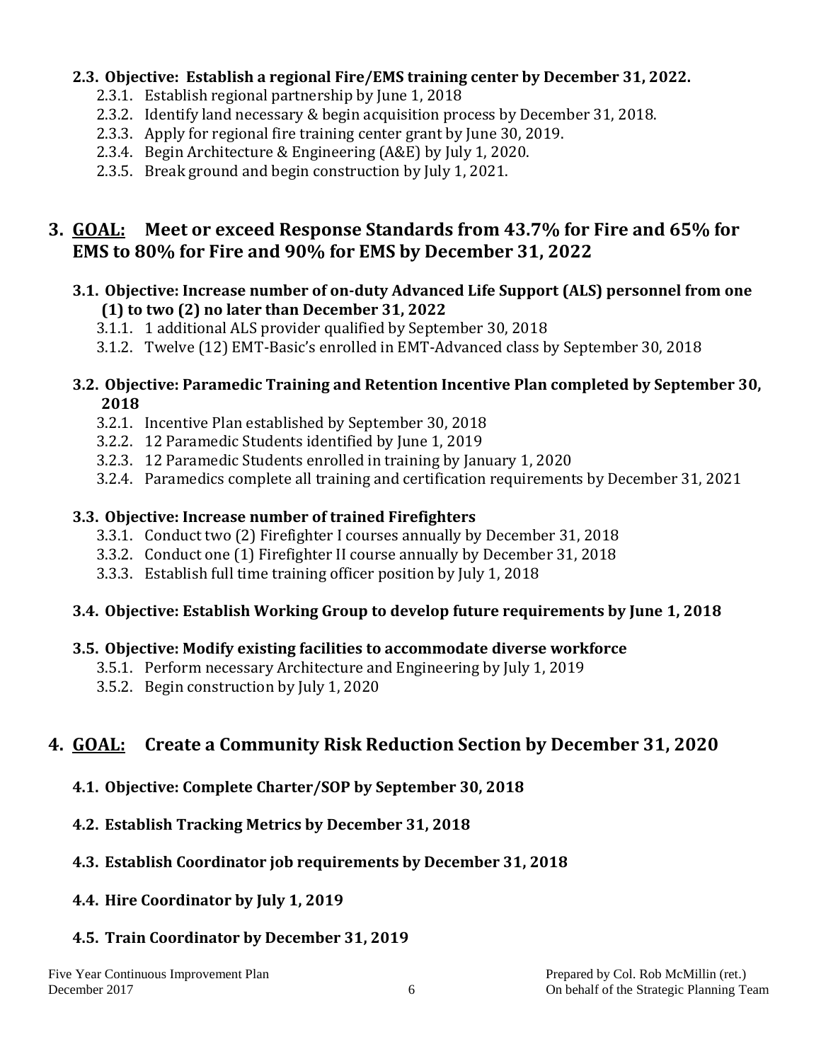**2.3. Objective: Establish a regional Fire/EMS training center by December 31, 2022.**

- 2.3.1. Establish regional partnership by June 1, 2018
- 2.3.2. Identify land necessary & begin acquisition process by December 31, 2018.
- 2.3.3. Apply for regional fire training center grant by June 30, 2019.
- 2.3.4. Begin Architecture & Engineering (A&E) by July 1, 2020.
- 2.3.5. Break ground and begin construction by July 1, 2021.

## 3. <u>GOAL:</u> Meet or exceed Response Standards from 43.7% for Fire and 65% for EMS to 80% for Fire and 90% for EMS by December 31, 2022

**3.1. Objective: Increase number of on-duty Advanced Life Support (ALS) personnel from one (1) to two (2) no later than December 31, 2022**

- 3.1.1. 1 additional ALS provider qualified by September 30, 2018
- 3.1.2. Twelve (12) EMT-Basic's enrolled in EMT-Advanced class by September 30, 2018

**3.2. Objective: Paramedic Training and Retention Incentive Plan completed by September 30, 2018**

- 3.2.1. Incentive Plan established by September 30, 2018
- 3.2.2. 12 Paramedic Students identified by June 1, 2019
- 3.2.3. 12 Paramedic Students enrolled in training by January 1, 2020
- 3.2.4. Paramedics complete all training and certification requirements by December 31, 2021

**3.3. Objective: Increase number of trained Firefighters**

- 3.3.1. Conduct two (2) Firefighter I courses annually by December 31, 2018
- 3.3.2. Conduct one (1) Firefighter II course annually by December 31, 2018
- 3.3.3. Establish full time training officer position by July 1, 2018

**3.4. Objective: Establish Working Group to develop future requirements by June 1, 2018**

**3.5. Objective: Modify existing facilities to accommodate diverse workforce**

- 3.5.1. Perform necessary Architecture and Engineering by July 1, 2019
- 3.5.2. Begin construction by July 1, 2020

## 4. <u>GOAL:</u> Create a Community Risk Reduction Section by December 31, 2020

**4.1. Objective: Complete Charter/SOP by September 30, 2018**

**4.2. Establish Tracking Metrics by December 31, 2018**

**4.3. Establish Coordinator job requirements by December 31, 2018**

**4.4. Hire Coordinator by July 1, 2019**

**4.5. Train Coordinator by December 31, 2019**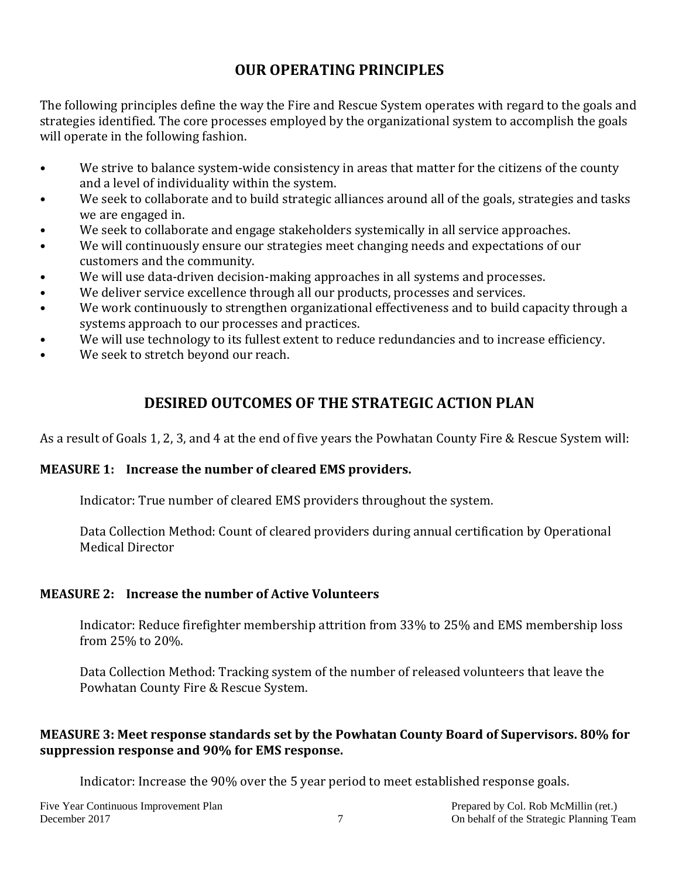## OUR OPERATING PRINCIPLES

The following principles define the way the Fire and Rescue System operates with regard to the goals and strategies identified. The core processes employed by the organizational system to accomplish the goals will operate in the following fashion.

- We strive to balance system-wide consistency in areas that matter for the citizens of the county and a level of individuality within the system.
- We seek to collaborate and to build strategic alliances around all of the goals, strategies and tasks we are engaged in.
- We seek to collaborate and engage stakeholders systemically in all service approaches.
- We will continuously ensure our strategies meet changing needs and expectations of our customers and the community.
- We will use data-driven decision-making approaches in all systems and processes.
- We deliver service excellence through all our products, processes and services.
- We work continuously to strengthen organizational effectiveness and to build capacity through a systems approach to our processes and practices.
- We will use technology to its fullest extent to reduce redundancies and to increase efficiency.
- We seek to stretch beyond our reach.

## DESIRED OUTCOMES OF THE STRATEGIC ACTION PLAN

As a result of Goals 1, 2, 3, and 4 at the end of five years the Powhatan County Fire & Rescue System will:

**MEASURE 1: Increase the number of cleared EMS providers.**

Indicator: True number of cleared EMS providers throughout the system.

Data Collection Method: Count of cleared providers during annual certification by Operational Medical Director

**MEASURE 2: Increase the number of Active Volunteers**

Indicator: Reduce firefighter membership attrition from 33% to 25% and EMS membership loss from 25% to 20%.

Data Collection Method: Tracking system of the number of released volunteers that leave the Powhatan County Fire & Rescue System.

**MEASURE 3: Meet response standards set by the Powhatan County Board of Supervisors. 80% for suppression response and 90% for EMS response.**

Indicator: Increase the 90% over the 5 year period to meet established response goals.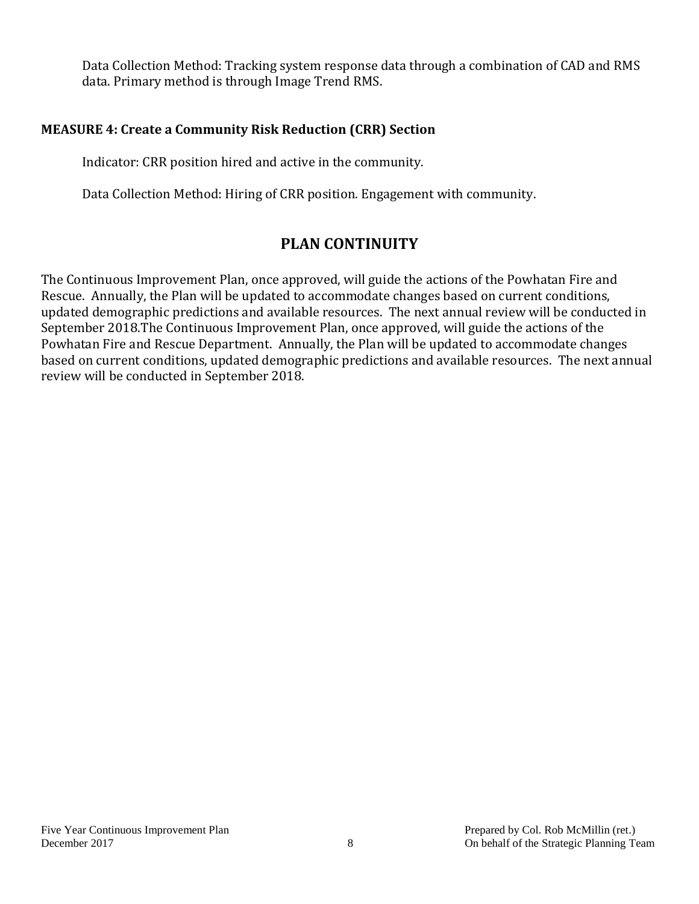Data Collection Method: Tracking system response data through a combination of CAD and RMS data. Primary method is through Image Trend RMS.

**MEASURE 4: Create a Community Risk Reduction (CRR) Section**

Indicator: CRR position hired and active in the community.

Data Collection Method: Hiring of CRR position. Engagement with community.

## PLAN CONTINUITY

The Continuous Improvement Plan, once approved, will guide the actions of the Powhatan Fire and Rescue. Annually, the Plan will be updated to accommodate changes based on current conditions, updated demographic predictions and available resources. The next annual review will be conducted in September 2018.The Continuous Improvement Plan, once approved, will guide the actions of the Powhatan Fire and Rescue Department. Annually, the Plan will be updated to accommodate changes based on current conditions, updated demographic predictions and available resources. The next annual review will be conducted in September 2018.